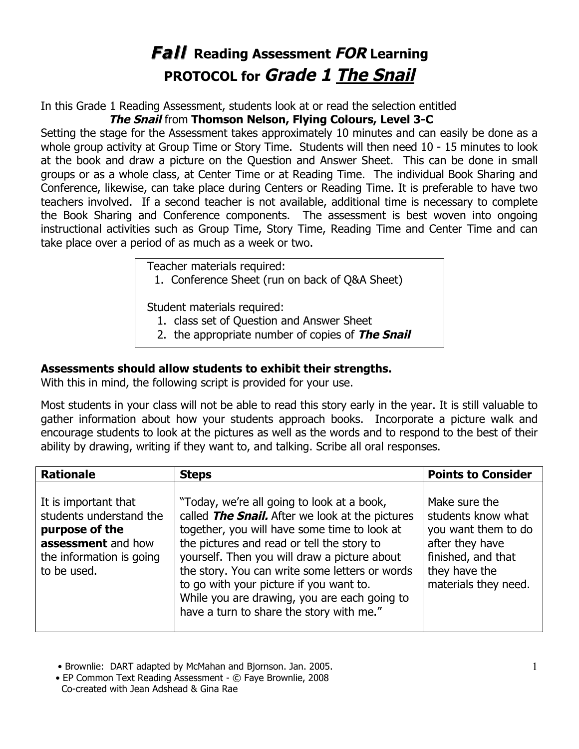# ***Fall*** Reading Assessment ***FOR*** Learning PROTOCOL for ***Grade 1*** ***The Snail***

In this Grade 1 Reading Assessment, students look at or read the selection entitled

***The Snail*** from **Thomson Nelson, Flying Colours, Level 3-C**

Setting the stage for the Assessment takes approximately 10 minutes and can easily be done as a whole group activity at Group Time or Story Time. Students will then need 10 - 15 minutes to look at the book and draw a picture on the Question and Answer Sheet. This can be done in small groups or as a whole class, at Center Time or at Reading Time. The individual Book Sharing and Conference, likewise, can take place during Centers or Reading Time. It is preferable to have two teachers involved. If a second teacher is not available, additional time is necessary to complete the Book Sharing and Conference components. The assessment is best woven into ongoing instructional activities such as Group Time, Story Time, Reading Time and Center Time and can take place over a period of as much as a week or two.

Teacher materials required:

1. Conference Sheet (run on back of Q&A Sheet)

Student materials required:

1. class set of Question and Answer Sheet
2. the appropriate number of copies of ***The Snail***

**Assessments should allow students to exhibit their strengths.**
With this in mind, the following script is provided for your use.

Most students in your class will not be able to read this story early in the year. It is still valuable to gather information about how your students approach books. Incorporate a picture walk and encourage students to look at the pictures as well as the words and to respond to the best of their ability by drawing, writing if they want to, and talking. Scribe all oral responses.

| Rationale | Steps | Points to Consider |
|---|---|---|
| It is important that students understand the **purpose of the assessment** and how the information is going to be used. | "Today, we're all going to look at a book, called ***The Snail.*** After we look at the pictures together, you will have some time to look at the pictures and read or tell the story to yourself. Then you will draw a picture about the story. You can write some letters or words to go with your picture if you want to. While you are drawing, you are each going to have a turn to share the story with me." | Make sure the students know what you want them to do after they have finished, and that they have the materials they need. |

• Brownlie: DART adapted by McMahan and Bjornson. Jan. 2005.
• EP Common Text Reading Assessment - © Faye Brownlie, 2008
Co-created with Jean Adshead & Gina Rae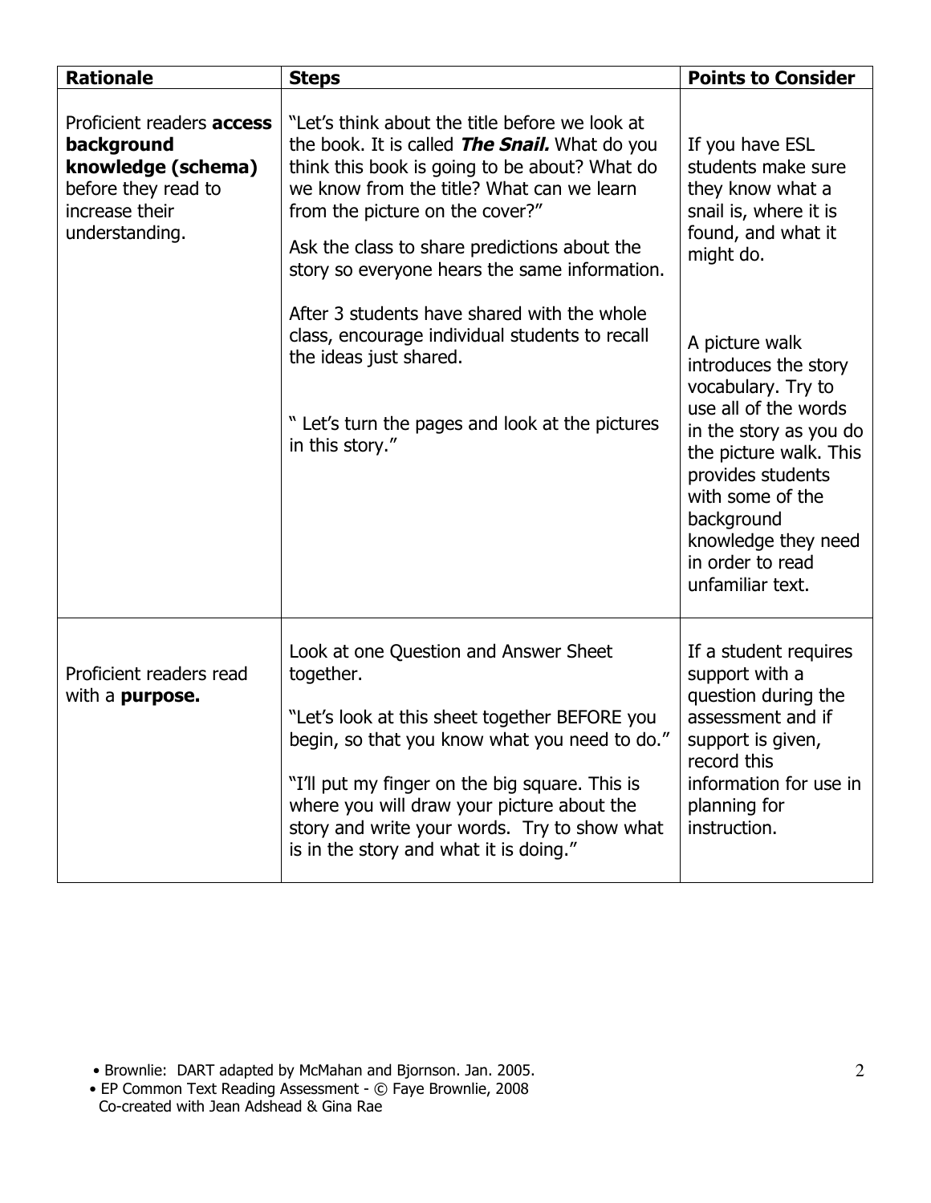| Rationale | Steps | Points to Consider |
|---|---|---|
| Proficient readers **access background knowledge (schema)** before they read to increase their understanding. | "Let's think about the title before we look at the book. It is called ***The Snail.*** What do you think this book is going to be about? What do we know from the title? What can we learn from the picture on the cover?" <br><br> Ask the class to share predictions about the story so everyone hears the same information. <br><br> After 3 students have shared with the whole class, encourage individual students to recall the ideas just shared. <br><br> " Let's turn the pages and look at the pictures in this story." | If you have ESL students make sure they know what a snail is, where it is found, and what it might do. <br><br> A picture walk introduces the story vocabulary. Try to use all of the words in the story as you do the picture walk. This provides students with some of the background knowledge they need in order to read unfamiliar text. |
| Proficient readers read with a **purpose.** | Look at one Question and Answer Sheet together. <br><br> "Let's look at this sheet together BEFORE you begin, so that you know what you need to do." <br><br> "I'll put my finger on the big square. This is where you will draw your picture about the story and write your words. Try to show what is in the story and what it is doing." | If a student requires support with a question during the assessment and if support is given, record this information for use in planning for instruction. |

- Brownlie: DART adapted by McMahan and Bjornson. Jan. 2005.
- EP Common Text Reading Assessment - © Faye Brownlie, 2008
  Co-created with Jean Adshead & Gina Rae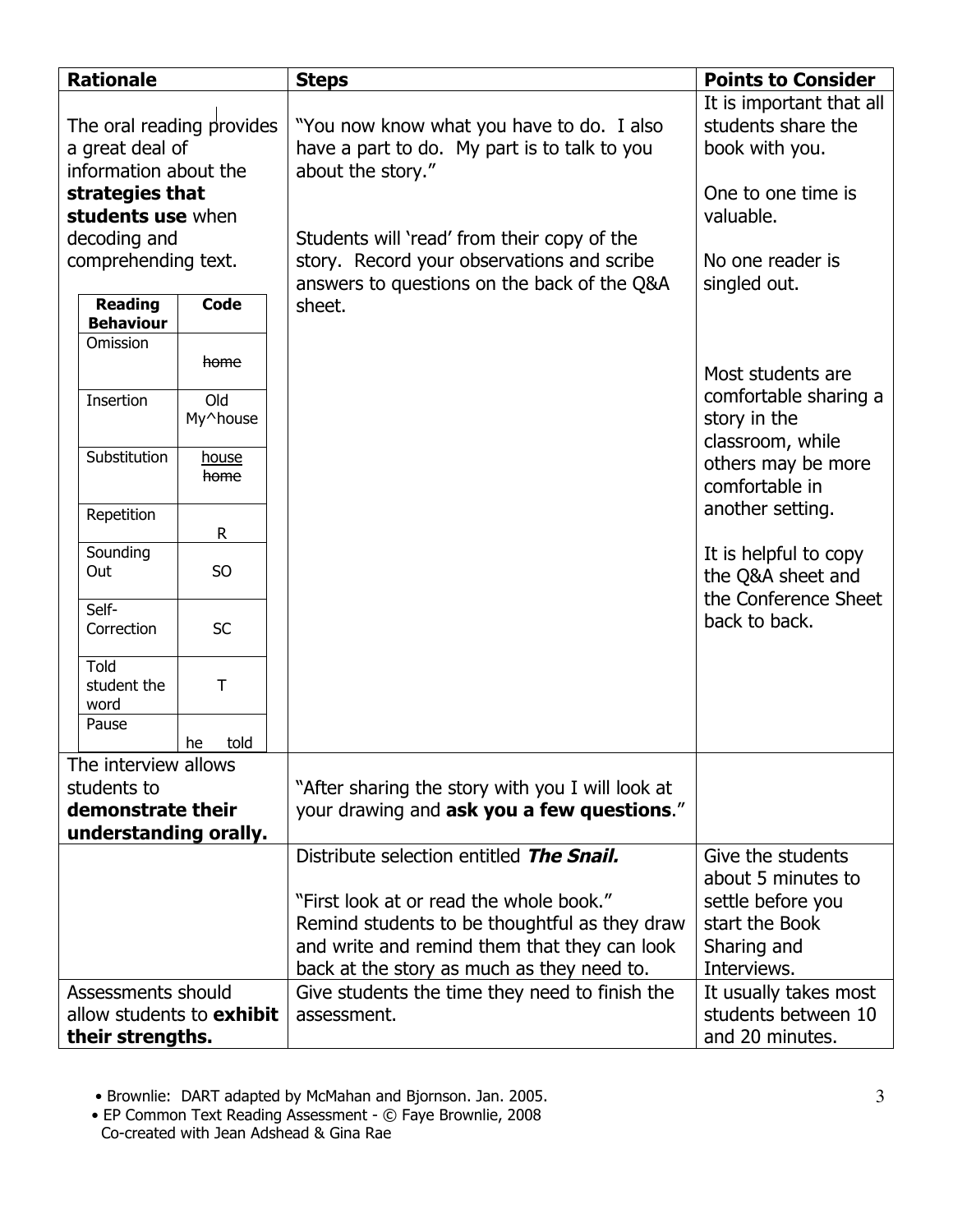| Rationale | Steps | Points to Consider |
|---|---|---|
| The oral reading provides a great deal of information about the **strategies that students use** when decoding and comprehending text. | "You now know what you have to do. I also have a part to do. My part is to talk to you about the story."<br><br>Students will 'read' from their copy of the story. Record your observations and scribe answers to questions on the back of the Q&A sheet. | It is important that all students share the book with you.<br><br>One to one time is valuable.<br><br>No one reader is singled out.<br><br>Most students are comfortable sharing a story in the classroom, while others may be more comfortable in another setting.<br><br>It is helpful to copy the Q&A sheet and the Conference Sheet back to back. |
| The interview allows students to **demonstrate their understanding orally.** | "After sharing the story with you I will look at your drawing and **ask you a few questions**." | |
| | Distribute selection entitled ***The Snail.***<br><br>"First look at or read the whole book." Remind students to be thoughtful as they draw and write and remind them that they can look back at the story as much as they need to. | Give the students about 5 minutes to settle before you start the Book Sharing and Interviews. |
| Assessments should allow students to **exhibit their strengths.** | Give students the time they need to finish the assessment. | It usually takes most students between 10 and 20 minutes. |

| Reading Behaviour | Code |
|---|---|
| Omission | ~~home~~ |
| Insertion | Old<br>My^house |
| Substitution | house<br>~~home~~ |
| Repetition | R |
| Sounding Out | SO |
| Self-Correction | SC |
| Told student the word | T |
| Pause | he told |

- Brownlie: DART adapted by McMahan and Bjornson. Jan. 2005.
- EP Common Text Reading Assessment - © Faye Brownlie, 2008
  Co-created with Jean Adshead & Gina Rae